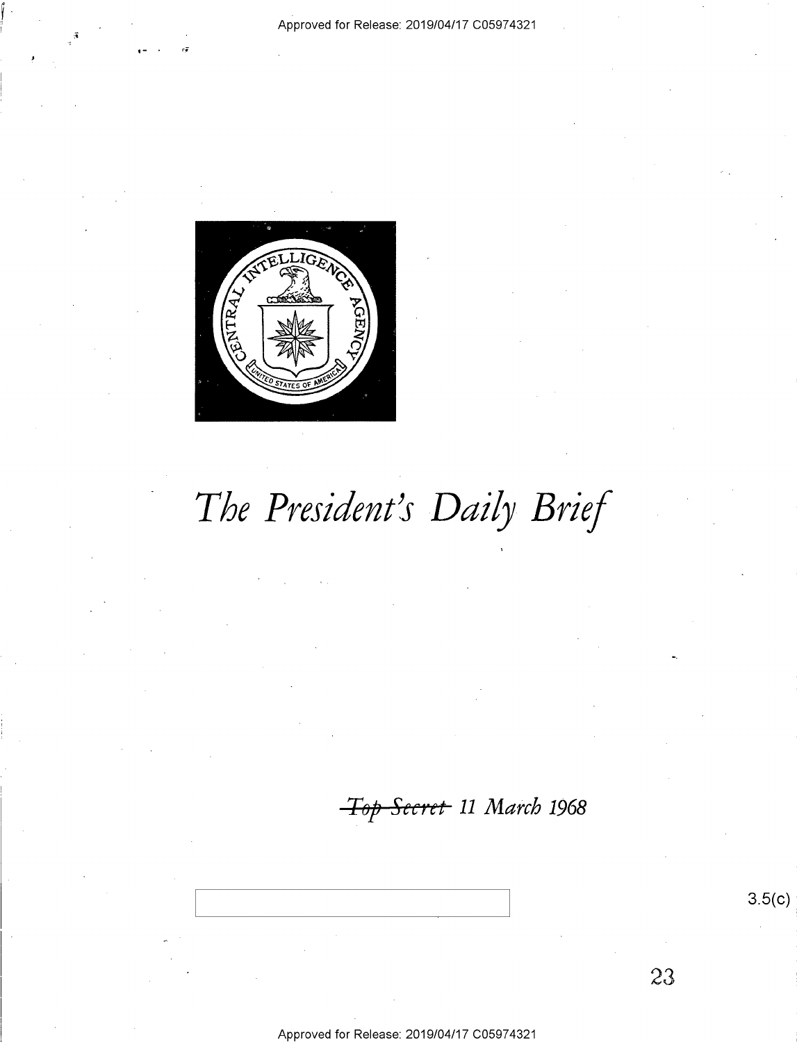# The President's Daily Brief

~~Top Secret~~ 11 March 1968

3.5(c)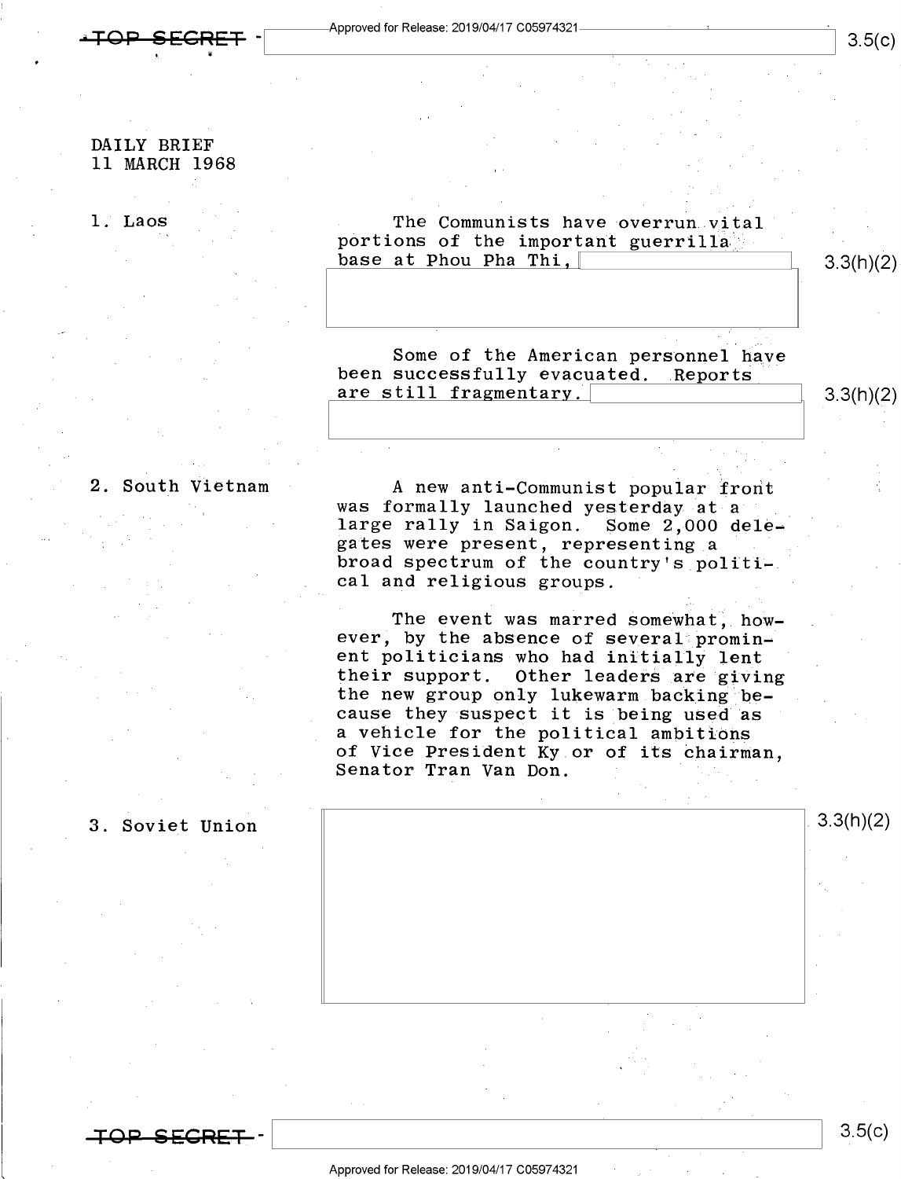DAILY BRIEF
11 MARCH 1968

1. Laos

The Communists have overrun vital portions of the important guerrilla base at Phou Pha Thi, 

3.3(h)(2)

Some of the American personnel have been successfully evacuated. Reports are still fragmentary.

3.3(h)(2)

2. South Vietnam

A new anti-Communist popular front was formally launched yesterday at a large rally in Saigon. Some 2,000 delegates were present, representing a broad spectrum of the country's political and religious groups.

The event was marred somewhat, however, by the absence of several prominent politicians who had initially lent their support. Other leaders are giving the new group only lukewarm backing because they suspect it is being used as a vehicle for the political ambitions of Vice President Ky or of its chairman, Senator Tran Van Don.

3. Soviet Union

3.3(h)(2)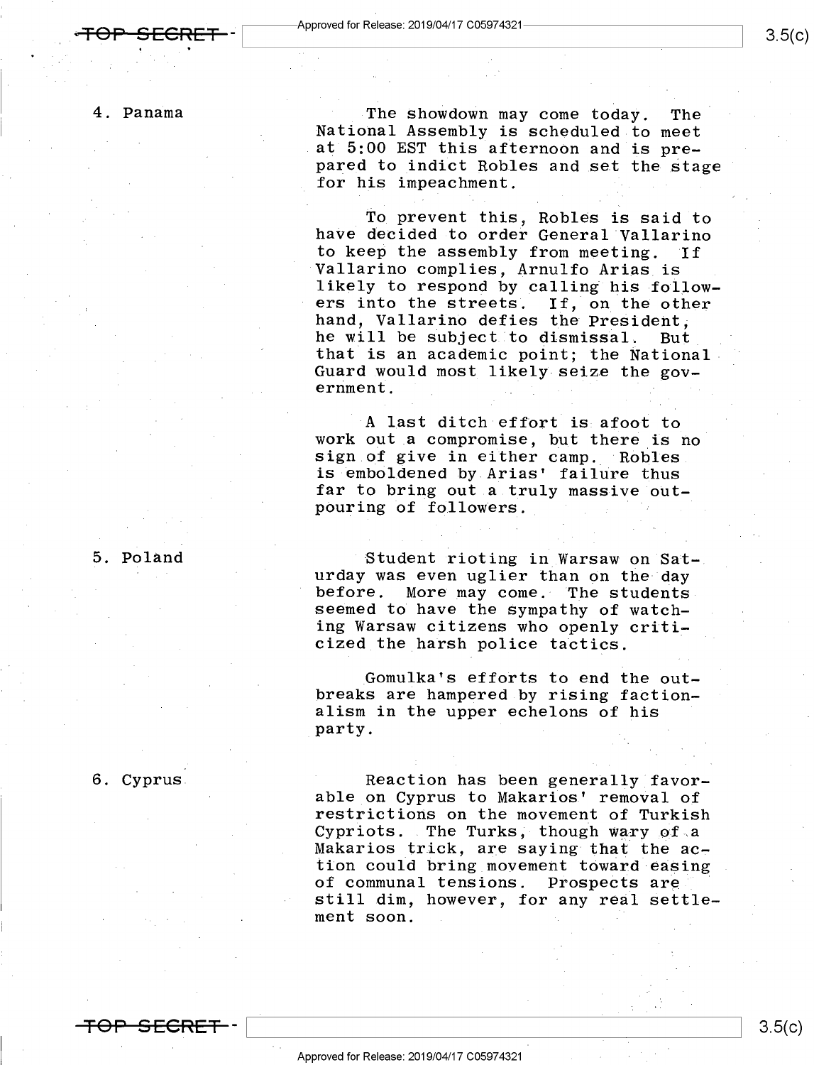4. Panama

The showdown may come today. The National Assembly is scheduled to meet at 5:00 EST this afternoon and is prepared to indict Robles and set the stage for his impeachment.

To prevent this, Robles is said to have decided to order General Vallarino to keep the assembly from meeting. If Vallarino complies, Arnulfo Arias is likely to respond by calling his followers into the streets. If, on the other hand, Vallarino defies the President, he will be subject to dismissal. But that is an academic point; the National Guard would most likely seize the government.

A last ditch effort is afoot to work out a compromise, but there is no sign of give in either camp. Robles is emboldened by Arias' failure thus far to bring out a truly massive outpouring of followers.

5. Poland

Student rioting in Warsaw on Saturday was even uglier than on the day before. More may come. The students seemed to have the sympathy of watching Warsaw citizens who openly criticized the harsh police tactics.

Gomulka's efforts to end the outbreaks are hampered by rising factionalism in the upper echelons of his party.

6. Cyprus

Reaction has been generally favorable on Cyprus to Makarios' removal of restrictions on the movement of Turkish Cypriots. The Turks, though wary of a Makarios trick, are saying that the action could bring movement toward easing of communal tensions. Prospects are still dim, however, for any real settlement soon.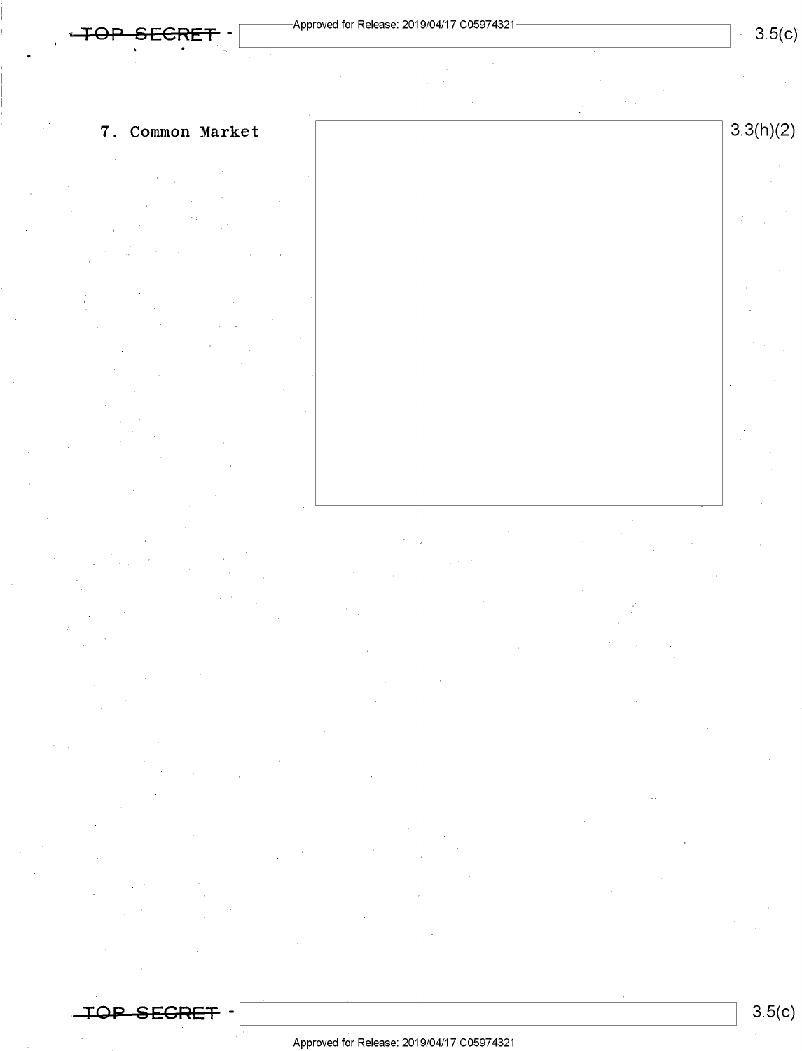7. Common Market

3.3(h)(2)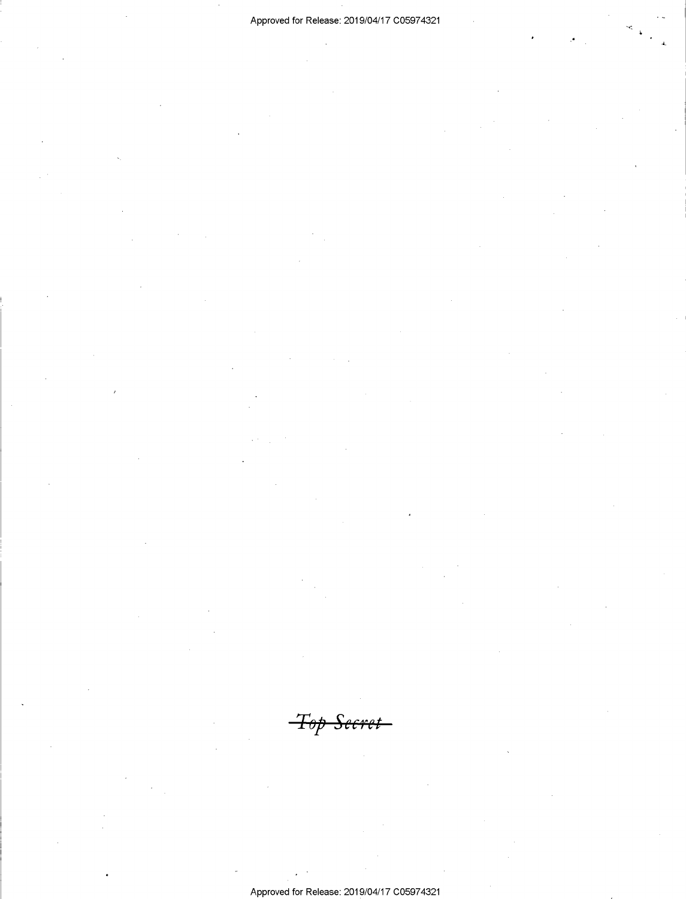~~*Top Secret*~~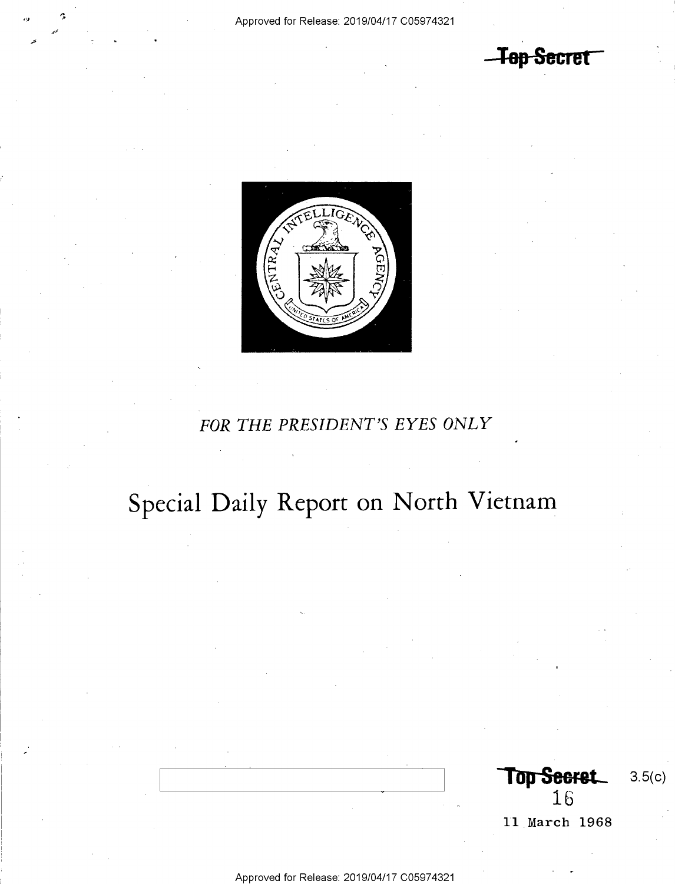~~Top Secret~~

FOR THE PRESIDENT'S EYES ONLY

# Special Daily Report on North Vietnam

~~Top Secret~~ 3.5(c)

16

11 March 1968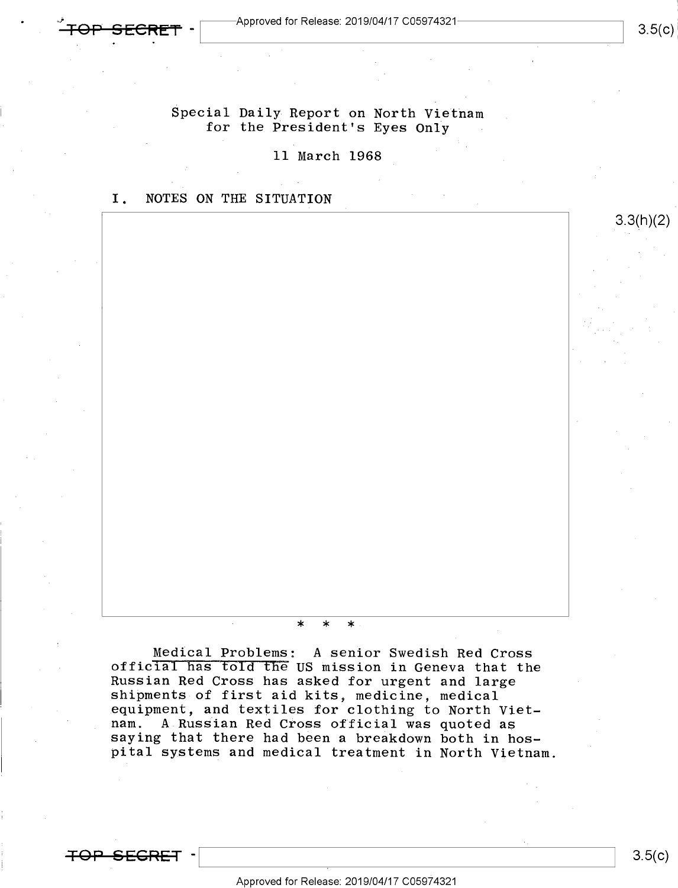Special Daily Report on North Vietnam
for the President's Eyes Only

11 March 1968

## I. NOTES ON THE SITUATION

\* \* \*

Medical Problems: A senior Swedish Red Cross official has told the US mission in Geneva that the Russian Red Cross has asked for urgent and large shipments of first aid kits, medicine, medical equipment, and textiles for clothing to North Vietnam. A Russian Red Cross official was quoted as saying that there had been a breakdown both in hospital systems and medical treatment in North Vietnam.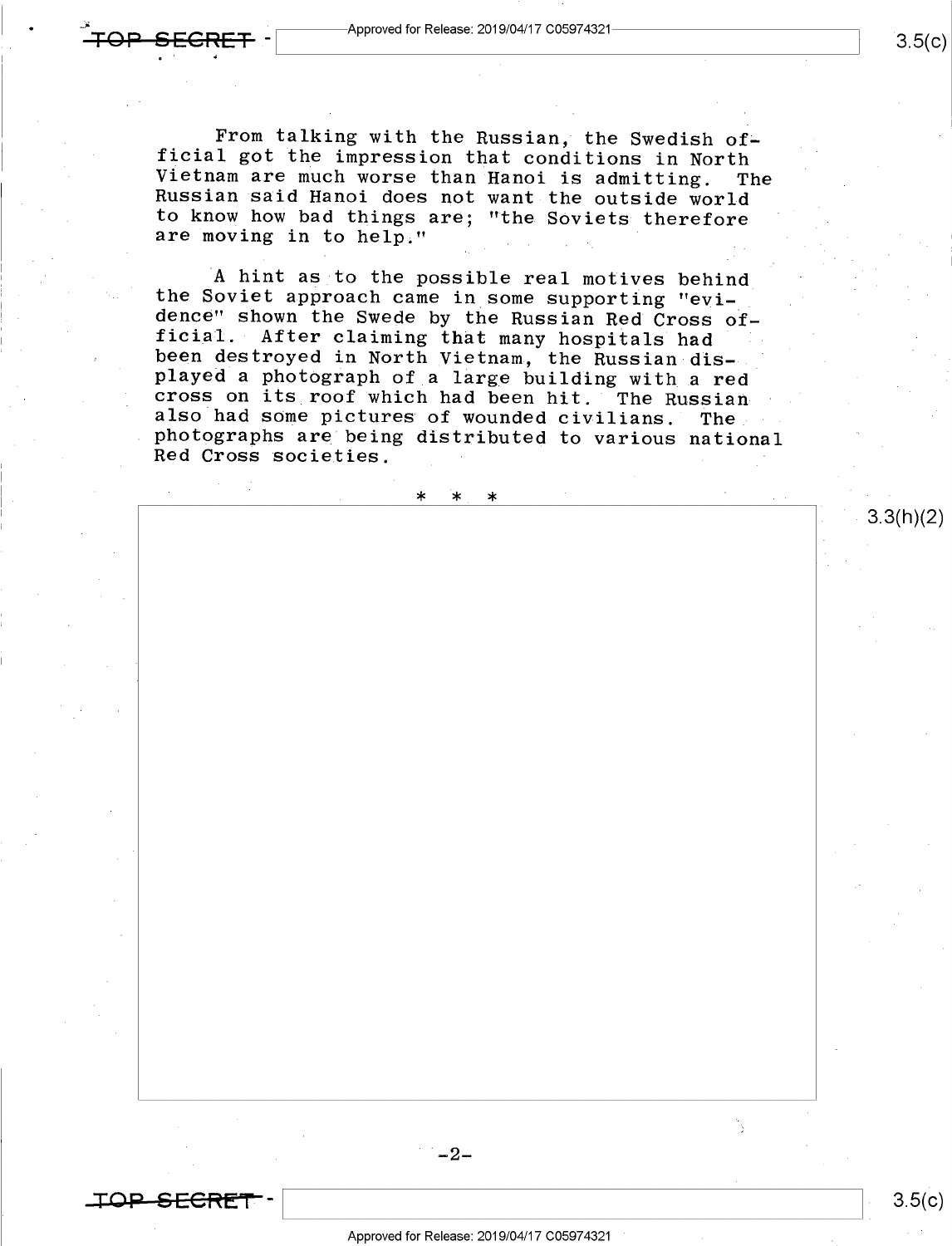From talking with the Russian, the Swedish official got the impression that conditions in North Vietnam are much worse than Hanoi is admitting. The Russian said Hanoi does not want the outside world to know how bad things are; "the Soviets therefore are moving in to help."

A hint as to the possible real motives behind the Soviet approach came in some supporting "evidence" shown the Swede by the Russian Red Cross official. After claiming that many hospitals had been destroyed in North Vietnam, the Russian displayed a photograph of a large building with a red cross on its roof which had been hit. The Russian also had some pictures of wounded civilians. The photographs are being distributed to various national Red Cross societies.

* * *

3.3(h)(2)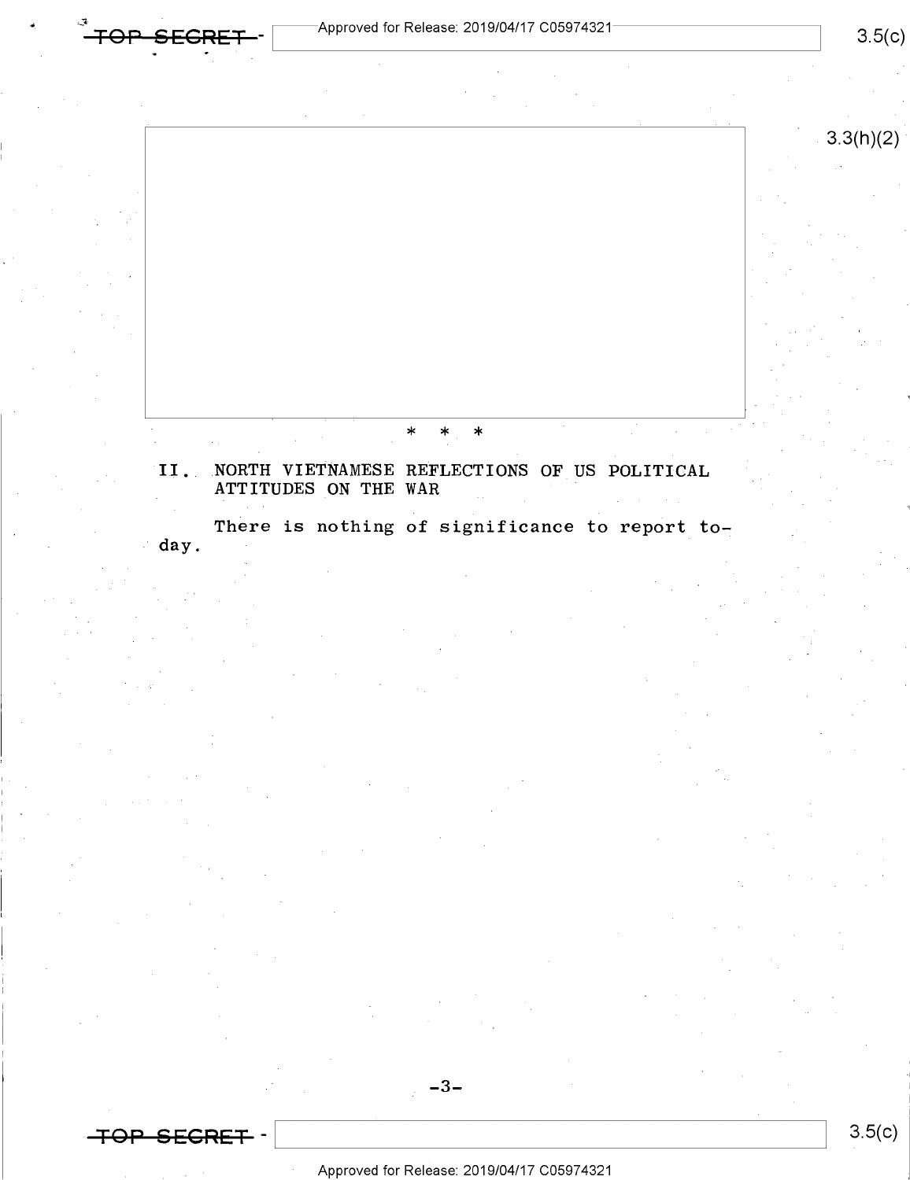\* \* \*

## II. NORTH VIETNAMESE REFLECTIONS OF US POLITICAL ATTITUDES ON THE WAR

There is nothing of significance to report today.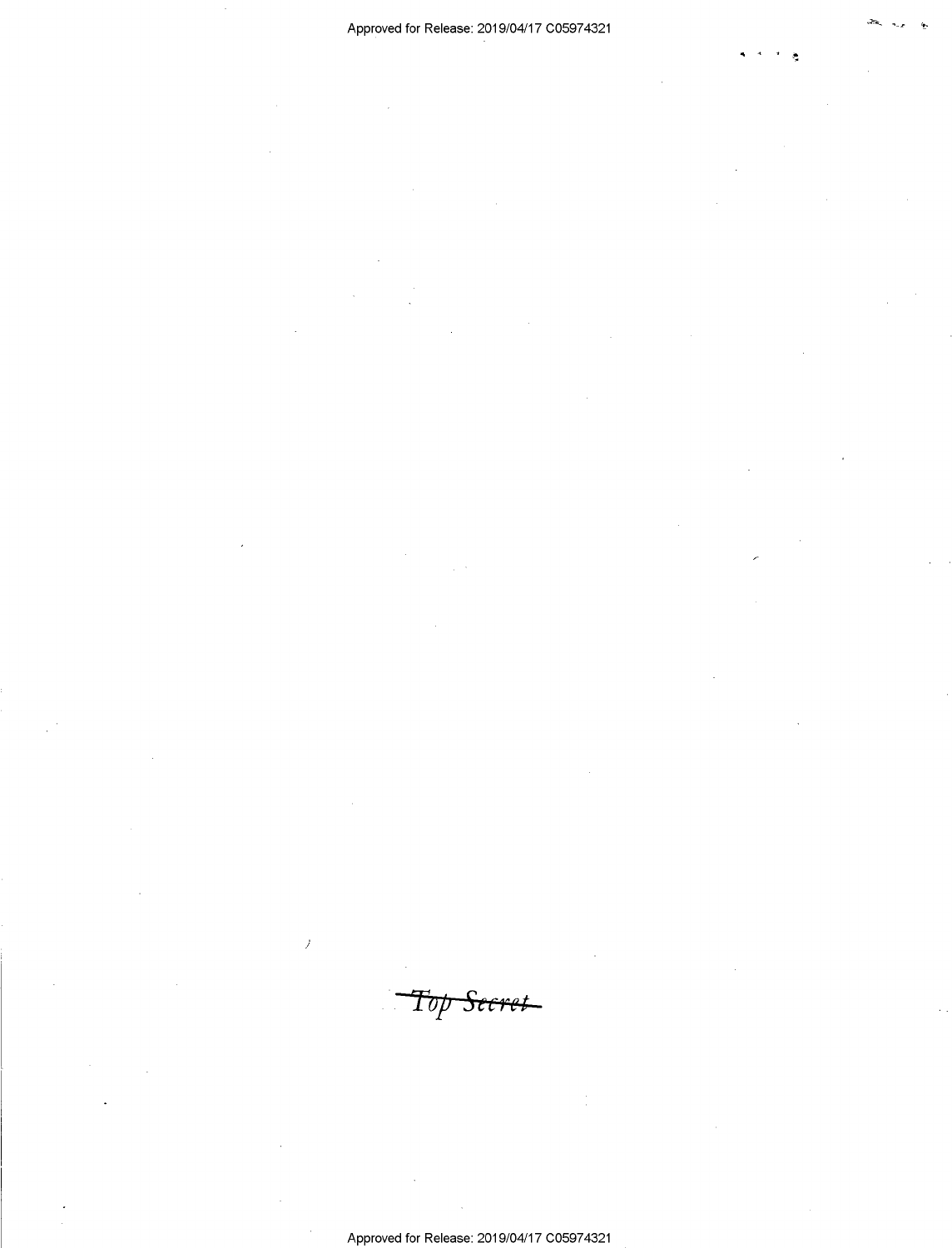~~Top Secret~~